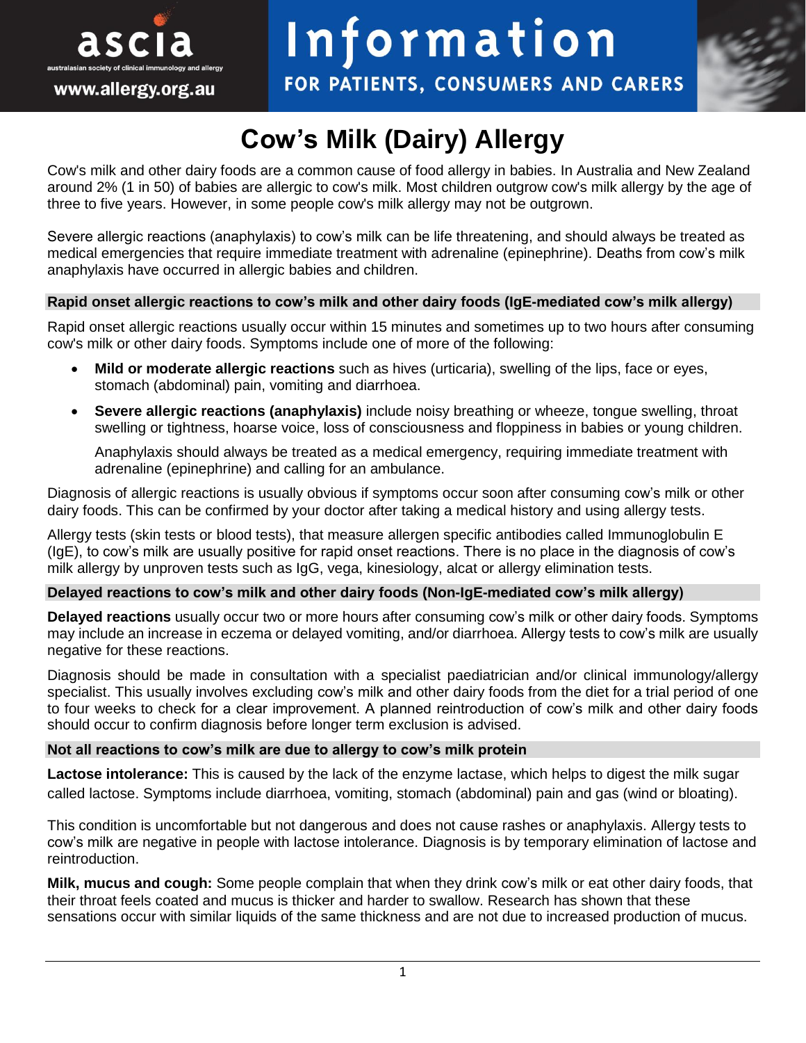ascia
australasian society of clinical immunology and allergy
www.allergy.org.au

Information
FOR PATIENTS, CONSUMERS AND CARERS

# Cow's Milk (Dairy) Allergy

Cow's milk and other dairy foods are a common cause of food allergy in babies. In Australia and New Zealand around 2% (1 in 50) of babies are allergic to cow's milk. Most children outgrow cow's milk allergy by the age of three to five years. However, in some people cow's milk allergy may not be outgrown.

Severe allergic reactions (anaphylaxis) to cow's milk can be life threatening, and should always be treated as medical emergencies that require immediate treatment with adrenaline (epinephrine). Deaths from cow's milk anaphylaxis have occurred in allergic babies and children.

## Rapid onset allergic reactions to cow's milk and other dairy foods (IgE-mediated cow's milk allergy)

Rapid onset allergic reactions usually occur within 15 minutes and sometimes up to two hours after consuming cow's milk or other dairy foods. Symptoms include one of more of the following:

- **Mild or moderate allergic reactions** such as hives (urticaria), swelling of the lips, face or eyes, stomach (abdominal) pain, vomiting and diarrhoea.
- **Severe allergic reactions (anaphylaxis)** include noisy breathing or wheeze, tongue swelling, throat swelling or tightness, hoarse voice, loss of consciousness and floppiness in babies or young children.

  Anaphylaxis should always be treated as a medical emergency, requiring immediate treatment with adrenaline (epinephrine) and calling for an ambulance.

Diagnosis of allergic reactions is usually obvious if symptoms occur soon after consuming cow's milk or other dairy foods. This can be confirmed by your doctor after taking a medical history and using allergy tests.

Allergy tests (skin tests or blood tests), that measure allergen specific antibodies called Immunoglobulin E (IgE), to cow's milk are usually positive for rapid onset reactions. There is no place in the diagnosis of cow's milk allergy by unproven tests such as IgG, vega, kinesiology, alcat or allergy elimination tests.

## Delayed reactions to cow's milk and other dairy foods (Non-IgE-mediated cow's milk allergy)

**Delayed reactions** usually occur two or more hours after consuming cow's milk or other dairy foods. Symptoms may include an increase in eczema or delayed vomiting, and/or diarrhoea. Allergy tests to cow's milk are usually negative for these reactions.

Diagnosis should be made in consultation with a specialist paediatrician and/or clinical immunology/allergy specialist. This usually involves excluding cow's milk and other dairy foods from the diet for a trial period of one to four weeks to check for a clear improvement. A planned reintroduction of cow's milk and other dairy foods should occur to confirm diagnosis before longer term exclusion is advised.

## Not all reactions to cow's milk are due to allergy to cow's milk protein

**Lactose intolerance:** This is caused by the lack of the enzyme lactase, which helps to digest the milk sugar called lactose. Symptoms include diarrhoea, vomiting, stomach (abdominal) pain and gas (wind or bloating).

This condition is uncomfortable but not dangerous and does not cause rashes or anaphylaxis. Allergy tests to cow's milk are negative in people with lactose intolerance. Diagnosis is by temporary elimination of lactose and reintroduction.

**Milk, mucus and cough:** Some people complain that when they drink cow's milk or eat other dairy foods, that their throat feels coated and mucus is thicker and harder to swallow. Research has shown that these sensations occur with similar liquids of the same thickness and are not due to increased production of mucus.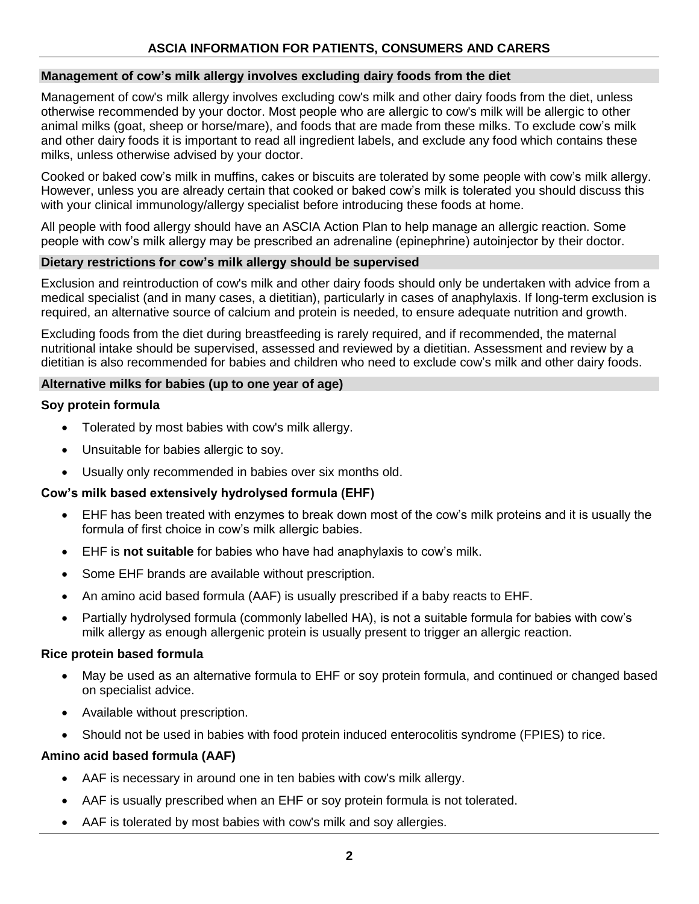## Management of cow's milk allergy involves excluding dairy foods from the diet

Management of cow's milk allergy involves excluding cow's milk and other dairy foods from the diet, unless otherwise recommended by your doctor. Most people who are allergic to cow's milk will be allergic to other animal milks (goat, sheep or horse/mare), and foods that are made from these milks. To exclude cow's milk and other dairy foods it is important to read all ingredient labels, and exclude any food which contains these milks, unless otherwise advised by your doctor.

Cooked or baked cow's milk in muffins, cakes or biscuits are tolerated by some people with cow's milk allergy. However, unless you are already certain that cooked or baked cow's milk is tolerated you should discuss this with your clinical immunology/allergy specialist before introducing these foods at home.

All people with food allergy should have an ASCIA Action Plan to help manage an allergic reaction. Some people with cow's milk allergy may be prescribed an adrenaline (epinephrine) autoinjector by their doctor.

## Dietary restrictions for cow's milk allergy should be supervised

Exclusion and reintroduction of cow's milk and other dairy foods should only be undertaken with advice from a medical specialist (and in many cases, a dietitian), particularly in cases of anaphylaxis. If long-term exclusion is required, an alternative source of calcium and protein is needed, to ensure adequate nutrition and growth.

Excluding foods from the diet during breastfeeding is rarely required, and if recommended, the maternal nutritional intake should be supervised, assessed and reviewed by a dietitian. Assessment and review by a dietitian is also recommended for babies and children who need to exclude cow's milk and other dairy foods.

## Alternative milks for babies (up to one year of age)

### Soy protein formula

- Tolerated by most babies with cow's milk allergy.
- Unsuitable for babies allergic to soy.
- Usually only recommended in babies over six months old.

### Cow's milk based extensively hydrolysed formula (EHF)

- EHF has been treated with enzymes to break down most of the cow's milk proteins and it is usually the formula of first choice in cow's milk allergic babies.
- EHF is **not suitable** for babies who have had anaphylaxis to cow's milk.
- Some EHF brands are available without prescription.
- An amino acid based formula (AAF) is usually prescribed if a baby reacts to EHF.
- Partially hydrolysed formula (commonly labelled HA), is not a suitable formula for babies with cow's milk allergy as enough allergenic protein is usually present to trigger an allergic reaction.

### Rice protein based formula

- May be used as an alternative formula to EHF or soy protein formula, and continued or changed based on specialist advice.
- Available without prescription.
- Should not be used in babies with food protein induced enterocolitis syndrome (FPIES) to rice.

### Amino acid based formula (AAF)

- AAF is necessary in around one in ten babies with cow's milk allergy.
- AAF is usually prescribed when an EHF or soy protein formula is not tolerated.
- AAF is tolerated by most babies with cow's milk and soy allergies.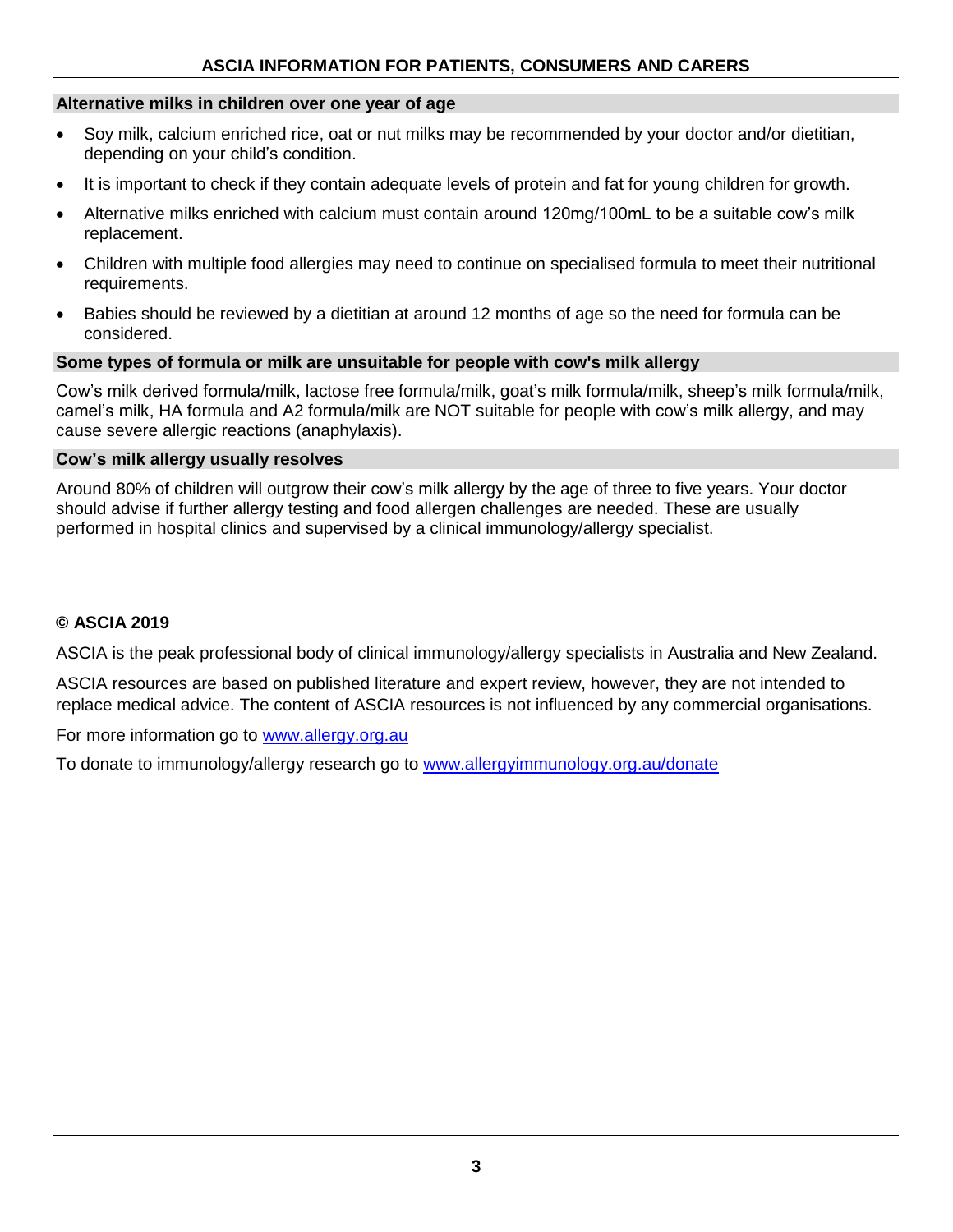## Alternative milks in children over one year of age

- Soy milk, calcium enriched rice, oat or nut milks may be recommended by your doctor and/or dietitian, depending on your child's condition.
- It is important to check if they contain adequate levels of protein and fat for young children for growth.
- Alternative milks enriched with calcium must contain around 120mg/100mL to be a suitable cow's milk replacement.
- Children with multiple food allergies may need to continue on specialised formula to meet their nutritional requirements.
- Babies should be reviewed by a dietitian at around 12 months of age so the need for formula can be considered.

## Some types of formula or milk are unsuitable for people with cow's milk allergy

Cow's milk derived formula/milk, lactose free formula/milk, goat's milk formula/milk, sheep's milk formula/milk, camel's milk, HA formula and A2 formula/milk are NOT suitable for people with cow's milk allergy, and may cause severe allergic reactions (anaphylaxis).

## Cow's milk allergy usually resolves

Around 80% of children will outgrow their cow's milk allergy by the age of three to five years. Your doctor should advise if further allergy testing and food allergen challenges are needed. These are usually performed in hospital clinics and supervised by a clinical immunology/allergy specialist.

**© ASCIA 2019**

ASCIA is the peak professional body of clinical immunology/allergy specialists in Australia and New Zealand.

ASCIA resources are based on published literature and expert review, however, they are not intended to replace medical advice. The content of ASCIA resources is not influenced by any commercial organisations.

For more information go to [www.allergy.org.au](http://www.allergy.org.au)

To donate to immunology/allergy research go to [www.allergyimmunology.org.au/donate](http://www.allergyimmunology.org.au/donate)